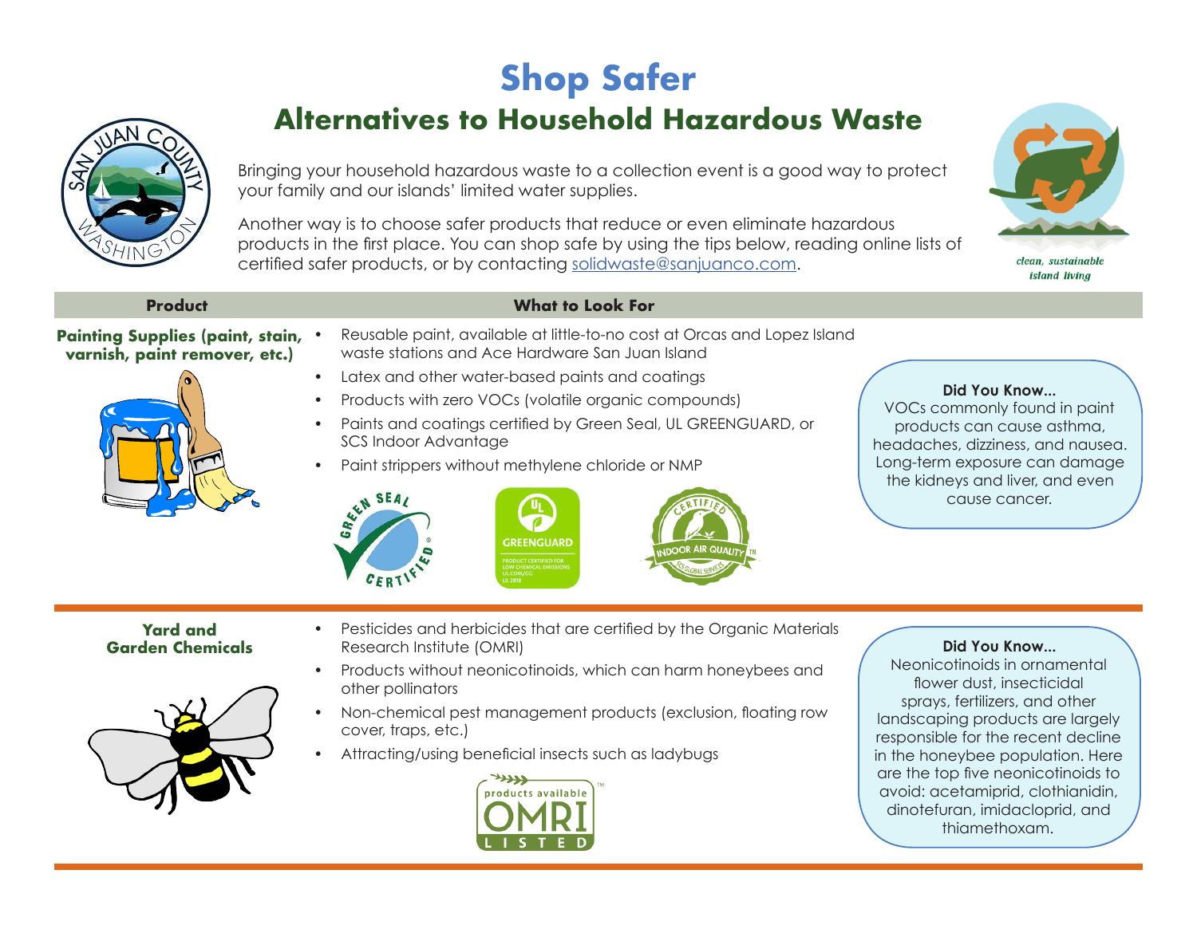# Shop Safer

## Alternatives to Household Hazardous Waste

Bringing your household hazardous waste to a collection event is a good way to protect your family and our islands' limited water supplies.

Another way is to choose safer products that reduce or even eliminate hazardous products in the first place. You can shop safe by using the tips below, reading online lists of certified safer products, or by contacting solidwaste@sanjuanco.com.

*clean, sustainable island living*

| Product | What to Look For |
| --- | --- |
| **Painting Supplies (paint, stain, varnish, paint remover, etc.)** | • Reusable paint, available at little-to-no cost at Orcas and Lopez Island waste stations and Ace Hardware San Juan Island<br>• Latex and other water-based paints and coatings<br>• Products with zero VOCs (volatile organic compounds)<br>• Paints and coatings certified by Green Seal, UL GREENGUARD, or SCS Indoor Advantage<br>• Paint strippers without methylene chloride or NMP |
| **Yard and Garden Chemicals** | • Pesticides and herbicides that are certified by the Organic Materials Research Institute (OMRI)<br>• Products without neonicotinoids, which can harm honeybees and other pollinators<br>• Non-chemical pest management products (exclusion, floating row cover, traps, etc.)<br>• Attracting/using beneficial insects such as ladybugs |

**Did You Know...**
VOCs commonly found in paint products can cause asthma, headaches, dizziness, and nausea. Long-term exposure can damage the kidneys and liver, and even cause cancer.

**Did You Know...**
Neonicotinoids in ornamental flower dust, insecticidal sprays, fertilizers, and other landscaping products are largely responsible for the recent decline in the honeybee population. Here are the top five neonicotinoids to avoid: acetamiprid, clothianidin, dinotefuran, imidacloprid, and thiamethoxam.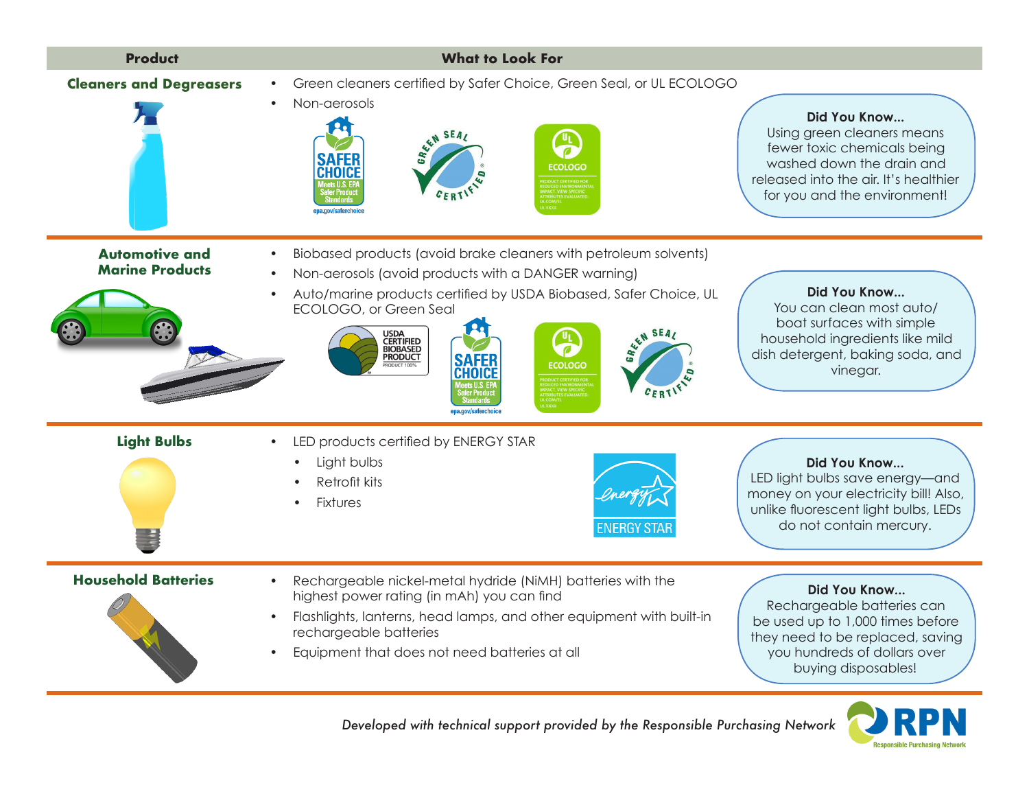| Product | What to Look For | |
|---|---|---|
| **Cleaners and Degreasers** | • Green cleaners certified by Safer Choice, Green Seal, or UL ECOLOGO<br>• Non-aerosols | **Did You Know...**<br>Using green cleaners means fewer toxic chemicals being washed down the drain and released into the air. It's healthier for you and the environment! |
| **Automotive and Marine Products** | • Biobased products (avoid brake cleaners with petroleum solvents)<br>• Non-aerosols (avoid products with a DANGER warning)<br>• Auto/marine products certified by USDA Biobased, Safer Choice, UL ECOLOGO, or Green Seal | **Did You Know...**<br>You can clean most auto/boat surfaces with simple household ingredients like mild dish detergent, baking soda, and vinegar. |
| **Light Bulbs** | • LED products certified by ENERGY STAR<br>&nbsp;&nbsp;• Light bulbs<br>&nbsp;&nbsp;• Retrofit kits<br>&nbsp;&nbsp;• Fixtures | **Did You Know...**<br>LED light bulbs save energy—and money on your electricity bill! Also, unlike fluorescent light bulbs, LEDs do not contain mercury. |
| **Household Batteries** | • Rechargeable nickel-metal hydride (NiMH) batteries with the highest power rating (in mAh) you can find<br>• Flashlights, lanterns, head lamps, and other equipment with built-in rechargeable batteries<br>• Equipment that does not need batteries at all | **Did You Know...**<br>Rechargeable batteries can be used up to 1,000 times before they need to be replaced, saving you hundreds of dollars over buying disposables! |

*Developed with technical support provided by the Responsible Purchasing Network*

RPN Responsible Purchasing Network